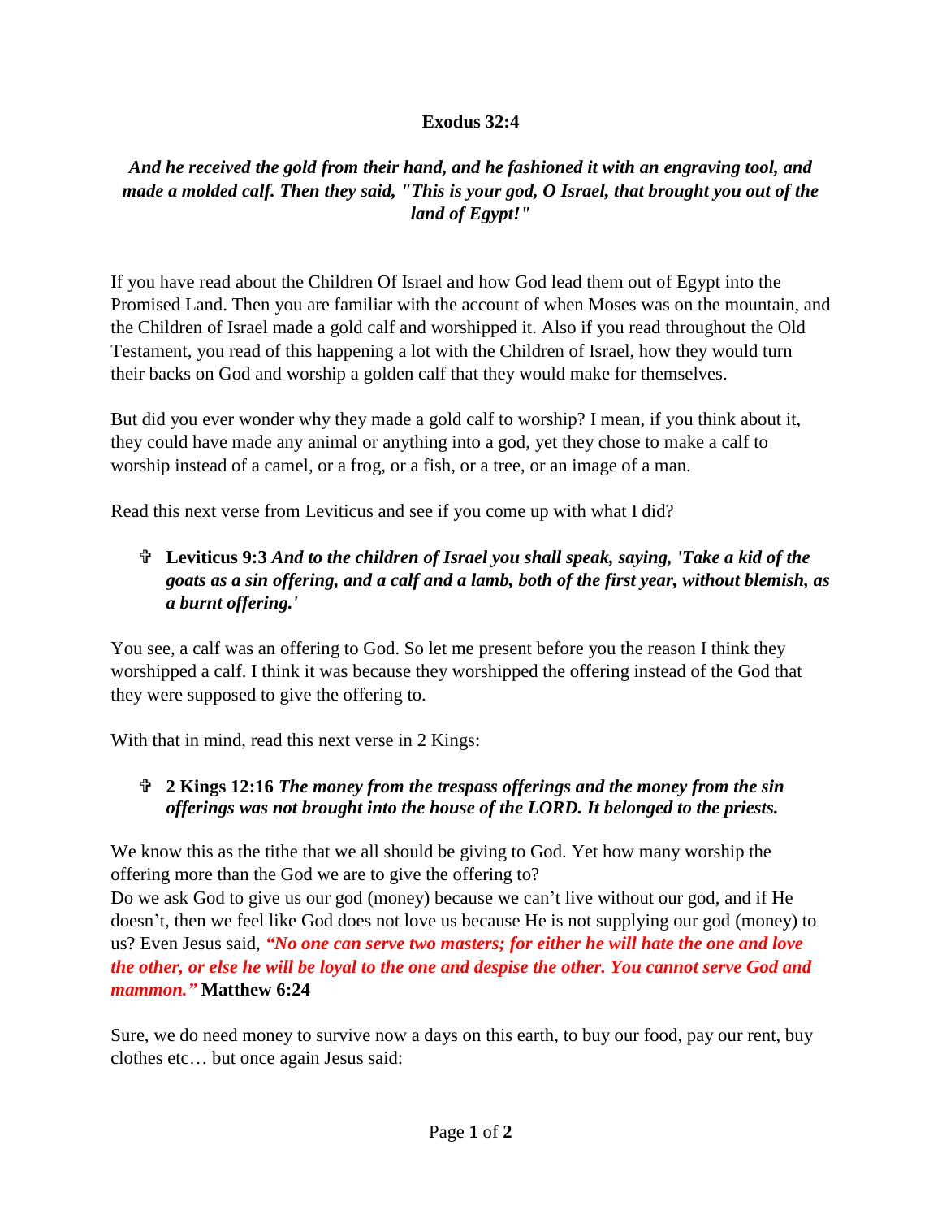**Exodus 32:4**

***And he received the gold from their hand, and he fashioned it with an engraving tool, and made a molded calf. Then they said, "This is your god, O Israel, that brought you out of the land of Egypt!"***

If you have read about the Children Of Israel and how God lead them out of Egypt into the Promised Land. Then you are familiar with the account of when Moses was on the mountain, and the Children of Israel made a gold calf and worshipped it. Also if you read throughout the Old Testament, you read of this happening a lot with the Children of Israel, how they would turn their backs on God and worship a golden calf that they would make for themselves.

But did you ever wonder why they made a gold calf to worship? I mean, if you think about it, they could have made any animal or anything into a god, yet they chose to make a calf to worship instead of a camel, or a frog, or a fish, or a tree, or an image of a man.

Read this next verse from Leviticus and see if you come up with what I did?

- ✞ **Leviticus 9:3** ***And to the children of Israel you shall speak, saying, 'Take a kid of the goats as a sin offering, and a calf and a lamb, both of the first year, without blemish, as a burnt offering.'***

You see, a calf was an offering to God. So let me present before you the reason I think they worshipped a calf. I think it was because they worshipped the offering instead of the God that they were supposed to give the offering to.

With that in mind, read this next verse in 2 Kings:

- ✞ **2 Kings 12:16** ***The money from the trespass offerings and the money from the sin offerings was not brought into the house of the LORD. It belonged to the priests.***

We know this as the tithe that we all should be giving to God. Yet how many worship the offering more than the God we are to give the offering to?
Do we ask God to give us our god (money) because we can't live without our god, and if He doesn't, then we feel like God does not love us because He is not supplying our god (money) to us? Even Jesus said, ***"No one can serve two masters; for either he will hate the one and love the other, or else he will be loyal to the one and despise the other. You cannot serve God and mammon."*** **Matthew 6:24**

Sure, we do need money to survive now a days on this earth, to buy our food, pay our rent, buy clothes etc… but once again Jesus said: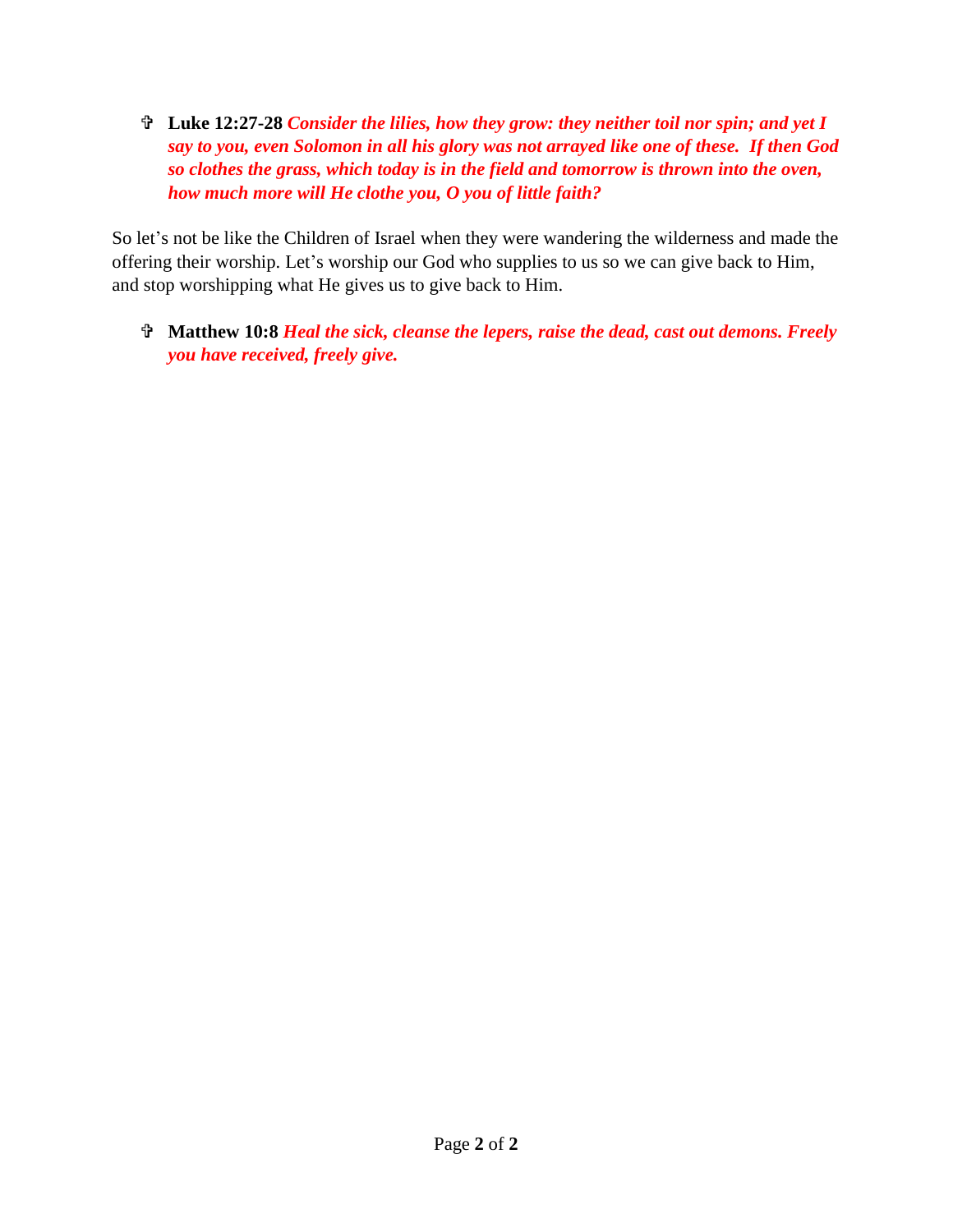- ✞ **Luke 12:27-28** ***Consider the lilies, how they grow: they neither toil nor spin; and yet I say to you, even Solomon in all his glory was not arrayed like one of these. If then God so clothes the grass, which today is in the field and tomorrow is thrown into the oven, how much more will He clothe you, O you of little faith?***

So let's not be like the Children of Israel when they were wandering the wilderness and made the offering their worship. Let's worship our God who supplies to us so we can give back to Him, and stop worshipping what He gives us to give back to Him.

- ✞ **Matthew 10:8** ***Heal the sick, cleanse the lepers, raise the dead, cast out demons. Freely you have received, freely give.***